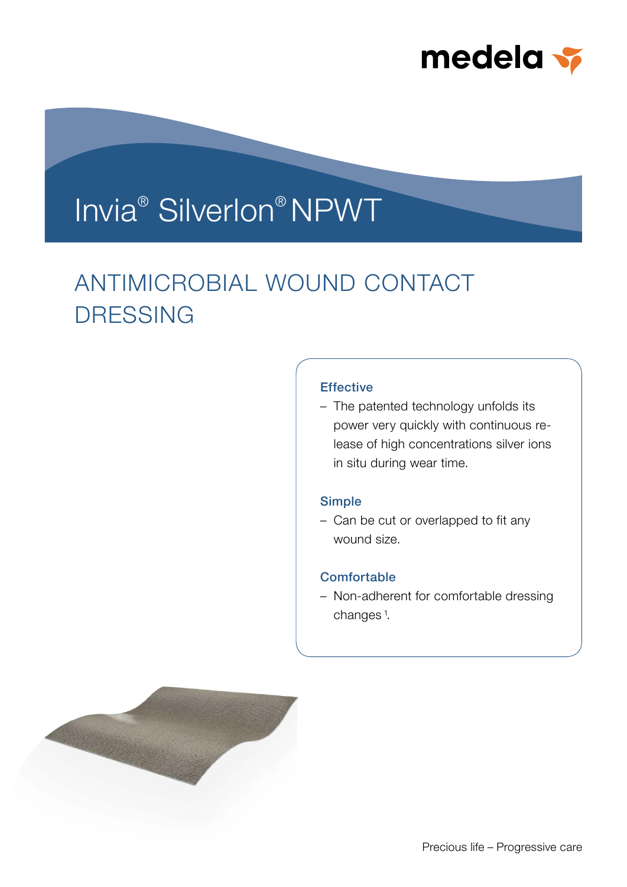medela

# Invia® Silverlon® NPWT

## ANTIMICROBIAL WOUND CONTACT DRESSING

### Effective

- The patented technology unfolds its power very quickly with continuous release of high concentrations silver ions in situ during wear time.

### Simple

- Can be cut or overlapped to fit any wound size.

### Comfortable

- Non-adherent for comfortable dressing changes [1].

Precious life – Progressive care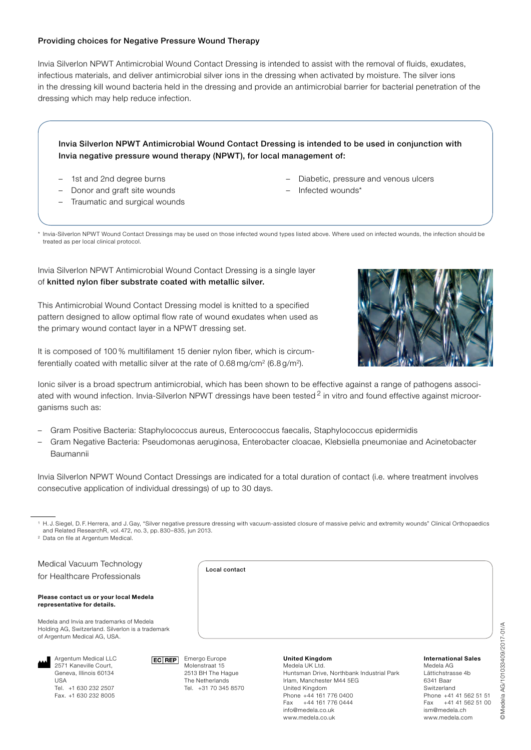### Providing choices for Negative Pressure Wound Therapy

Invia Silverlon NPWT Antimicrobial Wound Contact Dressing is intended to assist with the removal of fluids, exudates, infectious materials, and deliver antimicrobial silver ions in the dressing when activated by moisture. The silver ions in the dressing kill wound bacteria held in the dressing and provide an antimicrobial barrier for bacterial penetration of the dressing which may help reduce infection.

**Invia Silverlon NPWT Antimicrobial Wound Contact Dressing is intended to be used in conjunction with Invia negative pressure wound therapy (NPWT), for local management of:**

- 1st and 2nd degree burns
- Donor and graft site wounds
- Traumatic and surgical wounds
- Diabetic, pressure and venous ulcers
- Infected wounds*

\* Invia-Silverlon NPWT Wound Contact Dressings may be used on those infected wound types listed above. Where used on infected wounds, the infection should be treated as per local clinical protocol.

Invia Silverlon NPWT Antimicrobial Wound Contact Dressing is a single layer of **knitted nylon fiber substrate coated with metallic silver.**

This Antimicrobial Wound Contact Dressing model is knitted to a specified pattern designed to allow optimal flow rate of wound exudates when used as the primary wound contact layer in a NPWT dressing set.

It is composed of 100 % multifilament 15 denier nylon fiber, which is circumferentially coated with metallic silver at the rate of 0.68 mg/cm$^2$ (6.8 g/m$^2$).

Ionic silver is a broad spectrum antimicrobial, which has been shown to be effective against a range of pathogens associated with wound infection. Invia-Silverlon NPWT dressings have been tested[2] in vitro and found effective against microorganisms such as:

- Gram Positive Bacteria: Staphylococcus aureus, Enterococcus faecalis, Staphylococcus epidermidis
- Gram Negative Bacteria: Pseudomonas aeruginosa, Enterobacter cloacae, Klebsiella pneumoniae and Acinetobacter Baumannii

Invia Silverlon NPWT Wound Contact Dressings are indicated for a total duration of contact (i.e. where treatment involves consecutive application of individual dressings) of up to 30 days.

[1] H. J. Siegel, D. F. Herrera, and J. Gay, "Silver negative pressure dressing with vacuum-assisted closure of massive pelvic and extremity wounds" Clinical Orthopaedics and Related ResearchR, vol. 472, no. 3, pp. 830–835, jun 2013.

[2] Data on file at Argentum Medical.

Medical Vacuum Technology
for Healthcare Professionals

**Please contact us or your local Medela representative for details.**

Medela and Invia are trademarks of Medela Holding AG, Switzerland. Silverlon is a trademark of Argentum Medical AG, USA.

**Local contact**

Argentum Medical LLC
2571 Kaneville Court,
Geneva, Illinois 60134
USA
Tel. +1 630 232 2507
Fax. +1 630 232 8005

EC REP
Emergo Europe
Molenstraat 15
2513 BH The Hague
The Netherlands
Tel. +31 70 345 8570

**United Kingdom**
Medela UK Ltd.
Huntsman Drive, Northbank Industrial Park
Irlam, Manchester M44 5EG
United Kingdom
Phone +44 161 776 0400
Fax +44 161 776 0444
info@medela.co.uk
www.medela.co.uk

**International Sales**
Medela AG
Lättichstrasse 4b
6341 Baar
Switzerland
Phone +41 41 562 51 51
Fax +41 41 562 51 00
ism@medela.ch
www.medela.com

© Medela AG/101033409/2017-01/A